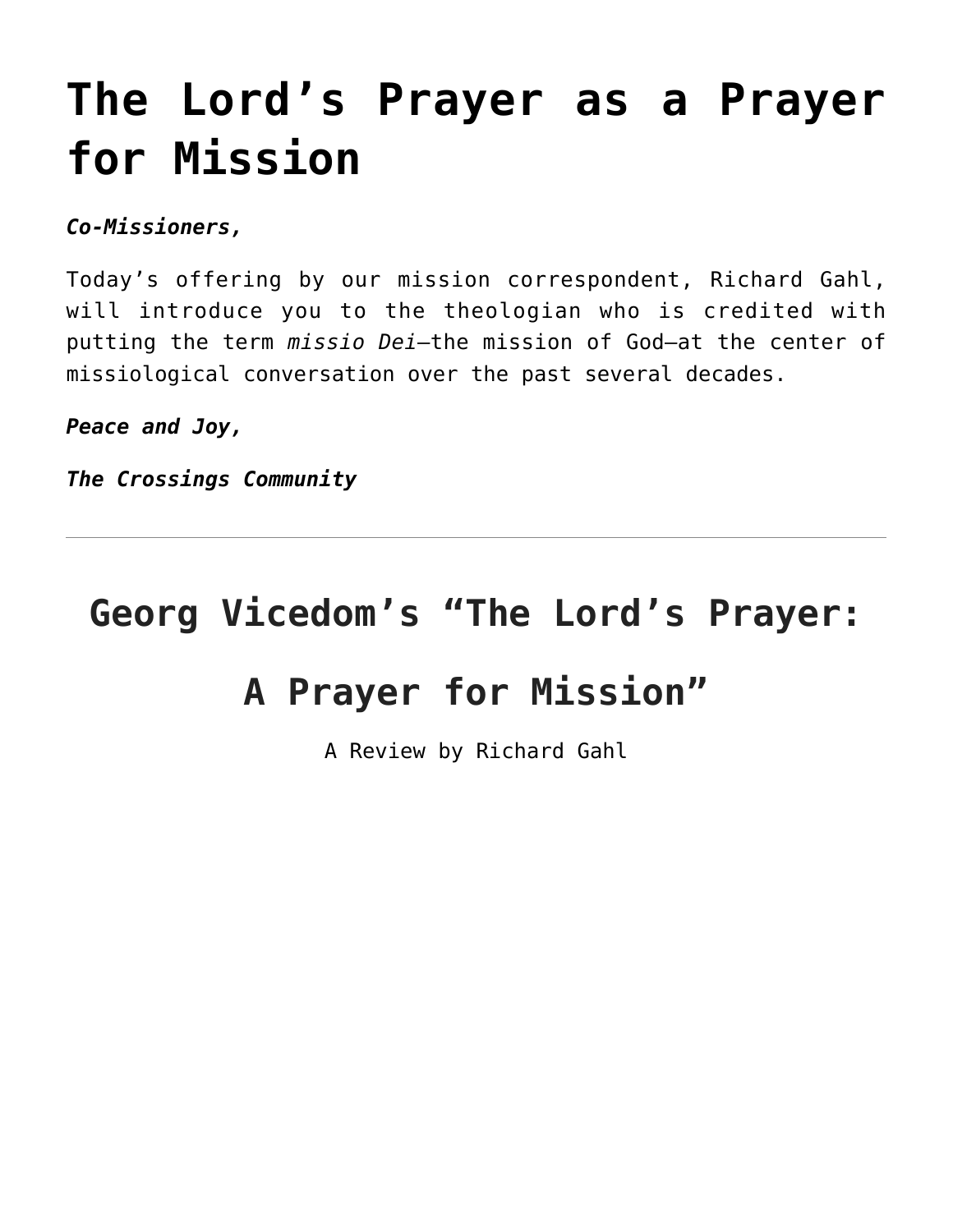# The Lord's Prayer as a Prayer for Mission

***Co-Missioners,***

Today's offering by our mission correspondent, Richard Gahl, will introduce you to the theologian who is credited with putting the term *missio Dei*—the mission of God—at the center of missiological conversation over the past several decades.

***Peace and Joy,***

***The Crossings Community***

---

## Georg Vicedom's "The Lord's Prayer: A Prayer for Mission"

A Review by Richard Gahl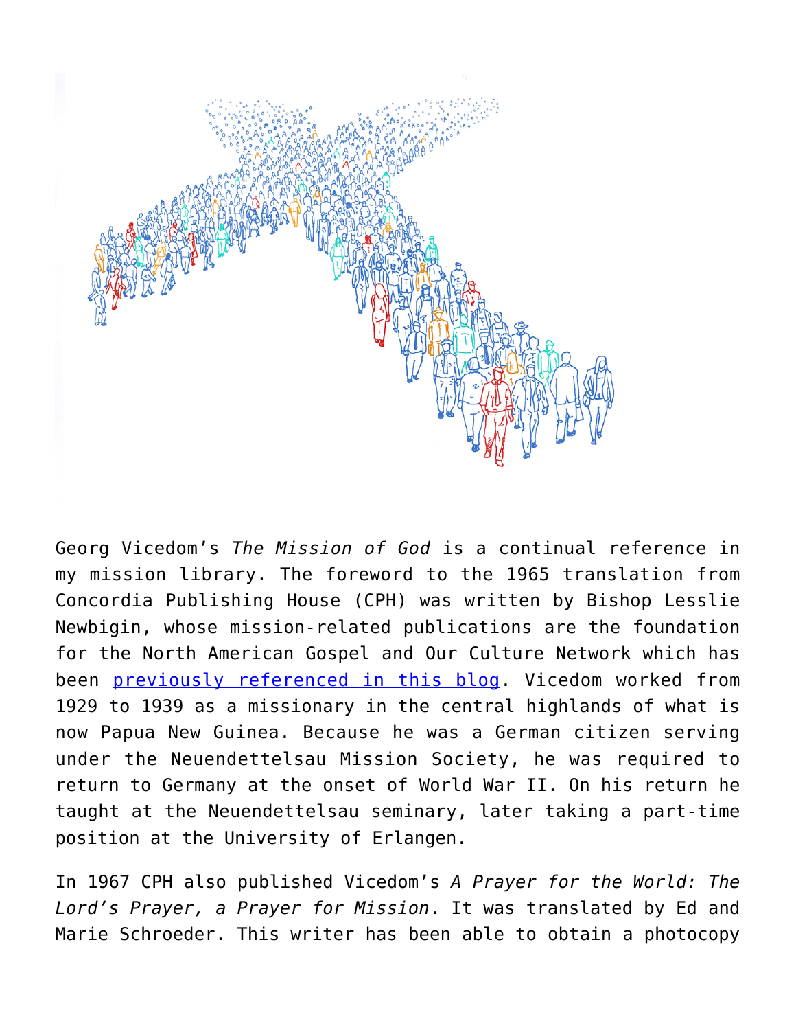Georg Vicedom's *The Mission of God* is a continual reference in my mission library. The foreword to the 1965 translation from Concordia Publishing House (CPH) was written by Bishop Lesslie Newbigin, whose mission-related publications are the foundation for the North American Gospel and Our Culture Network which has been [previously referenced in this blog](). Vicedom worked from 1929 to 1939 as a missionary in the central highlands of what is now Papua New Guinea. Because he was a German citizen serving under the Neuendettelsau Mission Society, he was required to return to Germany at the onset of World War II. On his return he taught at the Neuendettelsau seminary, later taking a part-time position at the University of Erlangen.

In 1967 CPH also published Vicedom's *A Prayer for the World: The Lord's Prayer, a Prayer for Mission*. It was translated by Ed and Marie Schroeder. This writer has been able to obtain a photocopy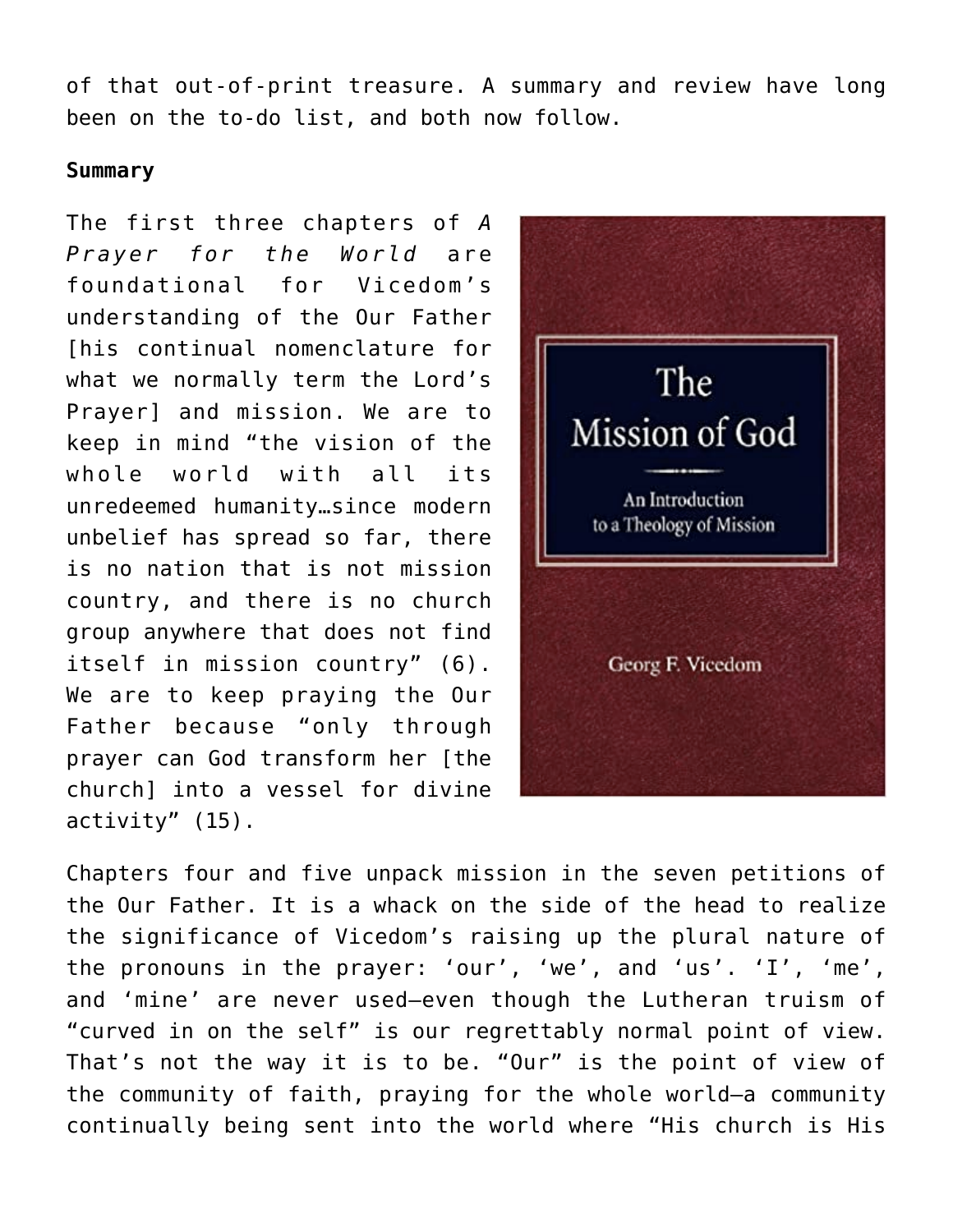of that out-of-print treasure. A summary and review have long been on the to-do list, and both now follow.

**Summary**

The first three chapters of *A Prayer for the World* are foundational for Vicedom's understanding of the Our Father [his continual nomenclature for what we normally term the Lord's Prayer] and mission. We are to keep in mind "the vision of the whole world with all its unredeemed humanity…since modern unbelief has spread so far, there is no nation that is not mission country, and there is no church group anywhere that does not find itself in mission country" (6). We are to keep praying the Our Father because "only through prayer can God transform her [the church] into a vessel for divine activity" (15).

Chapters four and five unpack mission in the seven petitions of the Our Father. It is a whack on the side of the head to realize the significance of Vicedom's raising up the plural nature of the pronouns in the prayer: 'our', 'we', and 'us'. 'I', 'me', and 'mine' are never used—even though the Lutheran truism of "curved in on the self" is our regrettably normal point of view. That's not the way it is to be. "Our" is the point of view of the community of faith, praying for the whole world—a community continually being sent into the world where "His church is His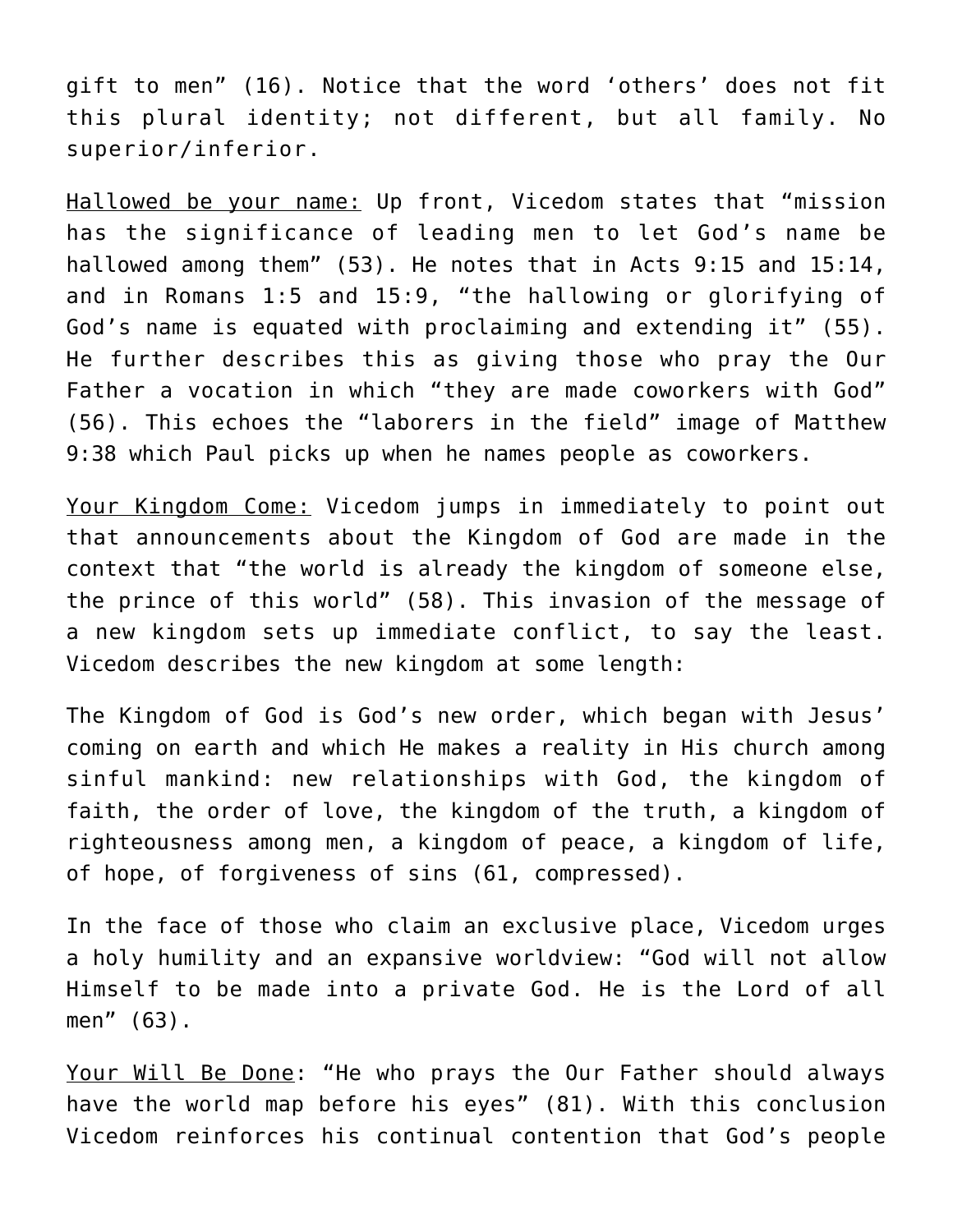gift to men" (16). Notice that the word 'others' does not fit this plural identity; not different, but all family. No superior/inferior.

<u>Hallowed be your name:</u> Up front, Vicedom states that "mission has the significance of leading men to let God's name be hallowed among them" (53). He notes that in Acts 9:15 and 15:14, and in Romans 1:5 and 15:9, "the hallowing or glorifying of God's name is equated with proclaiming and extending it" (55). He further describes this as giving those who pray the Our Father a vocation in which "they are made coworkers with God" (56). This echoes the "laborers in the field" image of Matthew 9:38 which Paul picks up when he names people as coworkers.

<u>Your Kingdom Come:</u> Vicedom jumps in immediately to point out that announcements about the Kingdom of God are made in the context that "the world is already the kingdom of someone else, the prince of this world" (58). This invasion of the message of a new kingdom sets up immediate conflict, to say the least. Vicedom describes the new kingdom at some length:

The Kingdom of God is God's new order, which began with Jesus' coming on earth and which He makes a reality in His church among sinful mankind: new relationships with God, the kingdom of faith, the order of love, the kingdom of the truth, a kingdom of righteousness among men, a kingdom of peace, a kingdom of life, of hope, of forgiveness of sins (61, compressed).

In the face of those who claim an exclusive place, Vicedom urges a holy humility and an expansive worldview: "God will not allow Himself to be made into a private God. He is the Lord of all men" (63).

<u>Your Will Be Done</u>: "He who prays the Our Father should always have the world map before his eyes" (81). With this conclusion Vicedom reinforces his continual contention that God's people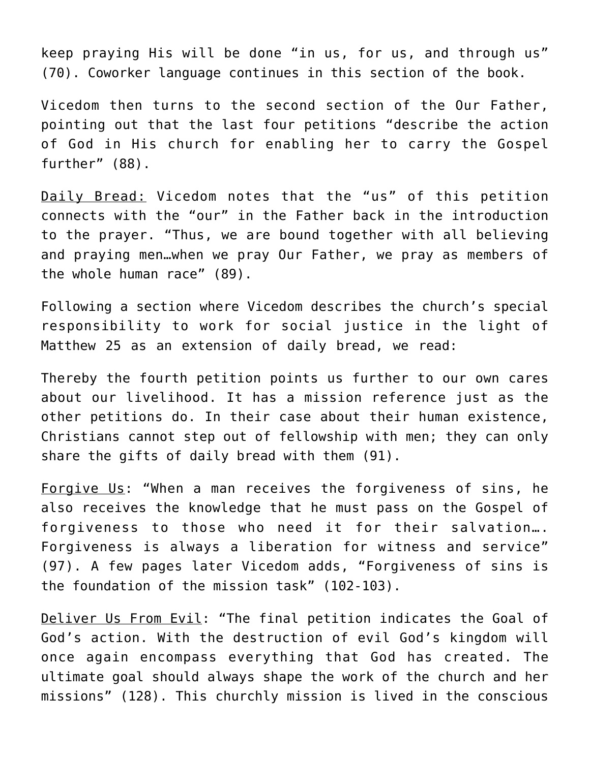keep praying His will be done "in us, for us, and through us" (70). Coworker language continues in this section of the book.

Vicedom then turns to the second section of the Our Father, pointing out that the last four petitions "describe the action of God in His church for enabling her to carry the Gospel further" (88).

<u>Daily Bread:</u> Vicedom notes that the "us" of this petition connects with the "our" in the Father back in the introduction to the prayer. "Thus, we are bound together with all believing and praying men…when we pray Our Father, we pray as members of the whole human race" (89).

Following a section where Vicedom describes the church's special responsibility to work for social justice in the light of Matthew 25 as an extension of daily bread, we read:

Thereby the fourth petition points us further to our own cares about our livelihood. It has a mission reference just as the other petitions do. In their case about their human existence, Christians cannot step out of fellowship with men; they can only share the gifts of daily bread with them (91).

<u>Forgive Us</u>: "When a man receives the forgiveness of sins, he also receives the knowledge that he must pass on the Gospel of forgiveness to those who need it for their salvation…. Forgiveness is always a liberation for witness and service" (97). A few pages later Vicedom adds, "Forgiveness of sins is the foundation of the mission task" (102-103).

<u>Deliver Us From Evil</u>: "The final petition indicates the Goal of God's action. With the destruction of evil God's kingdom will once again encompass everything that God has created. The ultimate goal should always shape the work of the church and her missions" (128). This churchly mission is lived in the conscious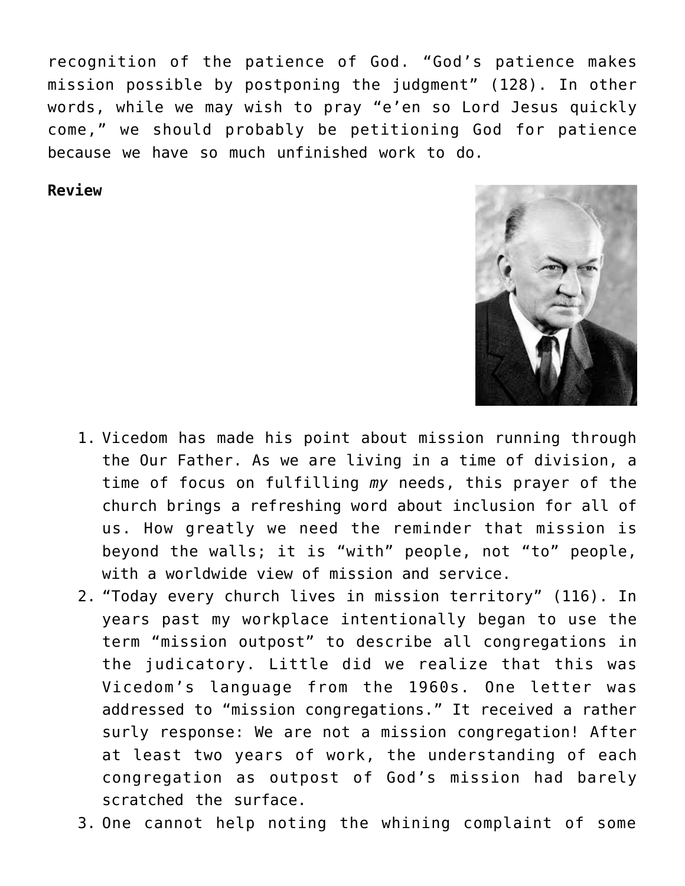recognition of the patience of God. "God's patience makes mission possible by postponing the judgment" (128). In other words, while we may wish to pray "e'en so Lord Jesus quickly come," we should probably be petitioning God for patience because we have so much unfinished work to do.

**Review**

1. Vicedom has made his point about mission running through the Our Father. As we are living in a time of division, a time of focus on fulfilling *my* needs, this prayer of the church brings a refreshing word about inclusion for all of us. How greatly we need the reminder that mission is beyond the walls; it is "with" people, not "to" people, with a worldwide view of mission and service.
2. "Today every church lives in mission territory" (116). In years past my workplace intentionally began to use the term "mission outpost" to describe all congregations in the judicatory. Little did we realize that this was Vicedom's language from the 1960s. One letter was addressed to "mission congregations." It received a rather surly response: We are not a mission congregation! After at least two years of work, the understanding of each congregation as outpost of God's mission had barely scratched the surface.
3. One cannot help noting the whining complaint of some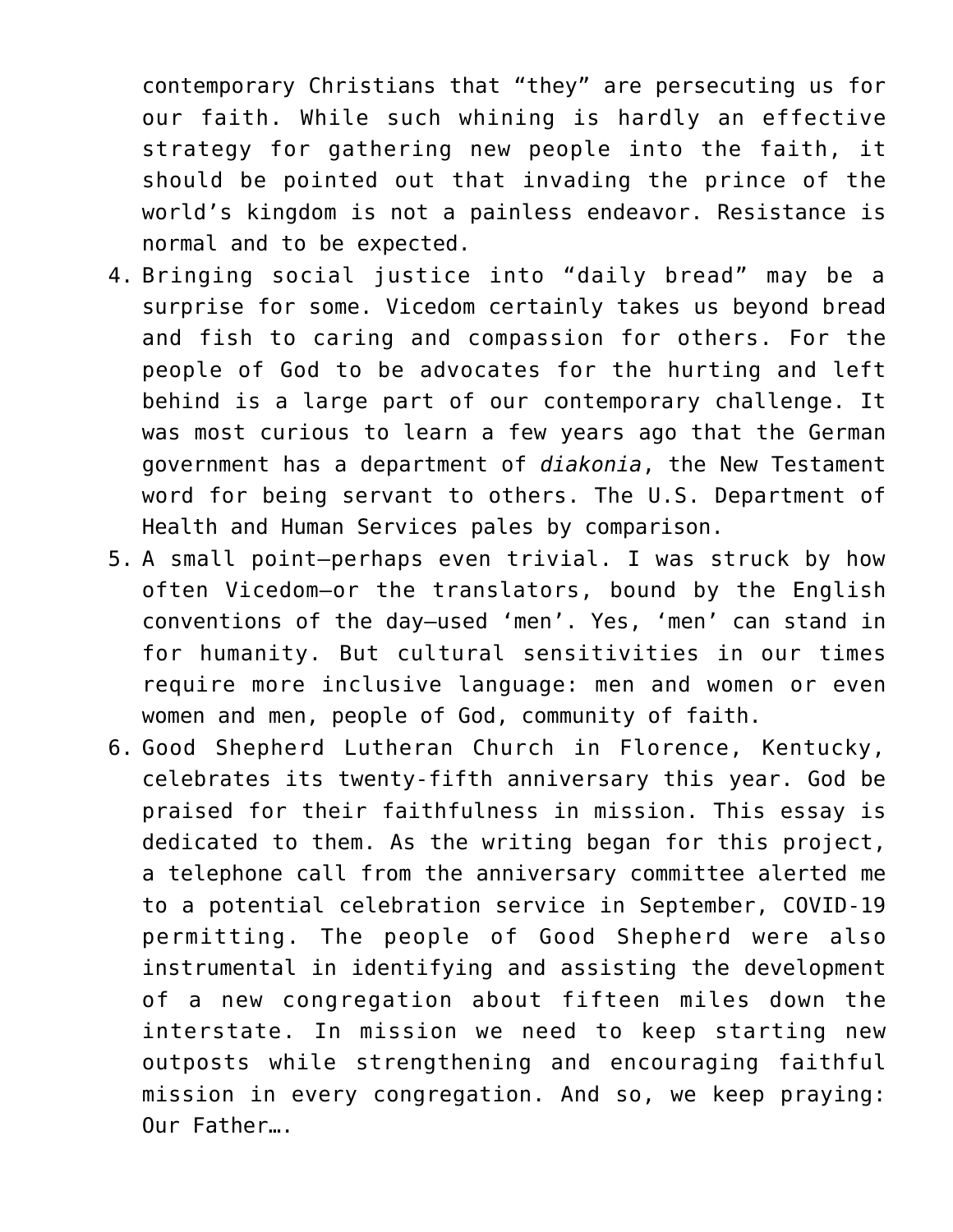contemporary Christians that "they" are persecuting us for our faith. While such whining is hardly an effective strategy for gathering new people into the faith, it should be pointed out that invading the prince of the world's kingdom is not a painless endeavor. Resistance is normal and to be expected.

4. Bringing social justice into "daily bread" may be a surprise for some. Vicedom certainly takes us beyond bread and fish to caring and compassion for others. For the people of God to be advocates for the hurting and left behind is a large part of our contemporary challenge. It was most curious to learn a few years ago that the German government has a department of *diakonia*, the New Testament word for being servant to others. The U.S. Department of Health and Human Services pales by comparison.
5. A small point—perhaps even trivial. I was struck by how often Vicedom—or the translators, bound by the English conventions of the day—used 'men'. Yes, 'men' can stand in for humanity. But cultural sensitivities in our times require more inclusive language: men and women or even women and men, people of God, community of faith.
6. Good Shepherd Lutheran Church in Florence, Kentucky, celebrates its twenty-fifth anniversary this year. God be praised for their faithfulness in mission. This essay is dedicated to them. As the writing began for this project, a telephone call from the anniversary committee alerted me to a potential celebration service in September, COVID-19 permitting. The people of Good Shepherd were also instrumental in identifying and assisting the development of a new congregation about fifteen miles down the interstate. In mission we need to keep starting new outposts while strengthening and encouraging faithful mission in every congregation. And so, we keep praying: Our Father….